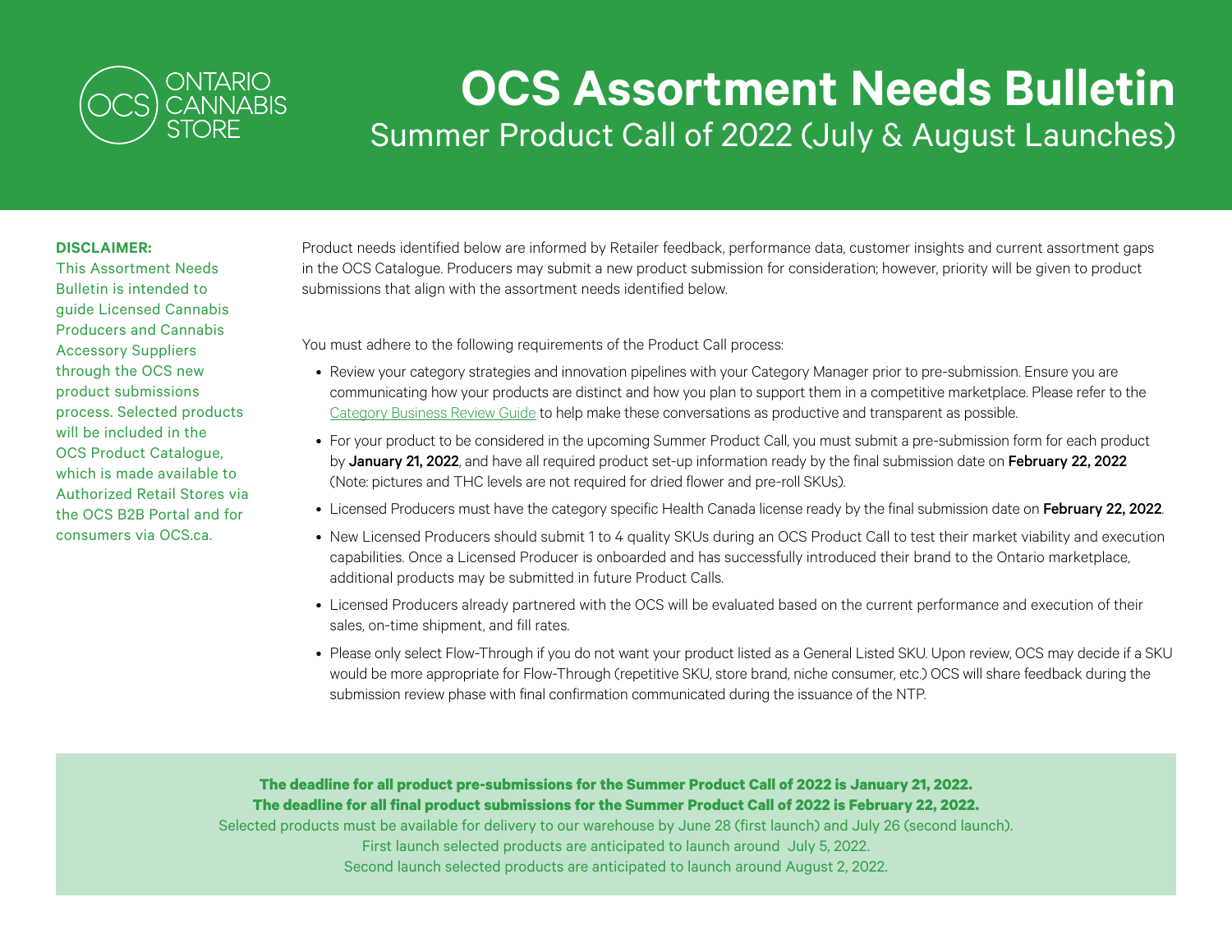ONTARIO CANNABIS STORE

# OCS Assortment Needs Bulletin

## Summer Product Call of 2022 (July & August Launches)

**DISCLAIMER:**
This Assortment Needs Bulletin is intended to guide Licensed Cannabis Producers and Cannabis Accessory Suppliers through the OCS new product submissions process. Selected products will be included in the OCS Product Catalogue, which is made available to Authorized Retail Stores via the OCS B2B Portal and for consumers via OCS.ca.

Product needs identified below are informed by Retailer feedback, performance data, customer insights and current assortment gaps in the OCS Catalogue. Producers may submit a new product submission for consideration; however, priority will be given to product submissions that align with the assortment needs identified below.

You must adhere to the following requirements of the Product Call process:

- Review your category strategies and innovation pipelines with your Category Manager prior to pre-submission. Ensure you are communicating how your products are distinct and how you plan to support them in a competitive marketplace. Please refer to the Category Business Review Guide to help make these conversations as productive and transparent as possible.
- For your product to be considered in the upcoming Summer Product Call, you must submit a pre-submission form for each product by **January 21, 2022**, and have all required product set-up information ready by the final submission date on **February 22, 2022** (Note: pictures and THC levels are not required for dried flower and pre-roll SKUs).
- Licensed Producers must have the category specific Health Canada license ready by the final submission date on **February 22, 2022**.
- New Licensed Producers should submit 1 to 4 quality SKUs during an OCS Product Call to test their market viability and execution capabilities. Once a Licensed Producer is onboarded and has successfully introduced their brand to the Ontario marketplace, additional products may be submitted in future Product Calls.
- Licensed Producers already partnered with the OCS will be evaluated based on the current performance and execution of their sales, on-time shipment, and fill rates.
- Please only select Flow-Through if you do not want your product listed as a General Listed SKU. Upon review, OCS may decide if a SKU would be more appropriate for Flow-Through (repetitive SKU, store brand, niche consumer, etc.) OCS will share feedback during the submission review phase with final confirmation communicated during the issuance of the NTP.

**The deadline for all product pre-submissions for the Summer Product Call of 2022 is January 21, 2022.**
**The deadline for all final product submissions for the Summer Product Call of 2022 is February 22, 2022.**
Selected products must be available for delivery to our warehouse by June 28 (first launch) and July 26 (second launch).
First launch selected products are anticipated to launch around July 5, 2022.
Second launch selected products are anticipated to launch around August 2, 2022.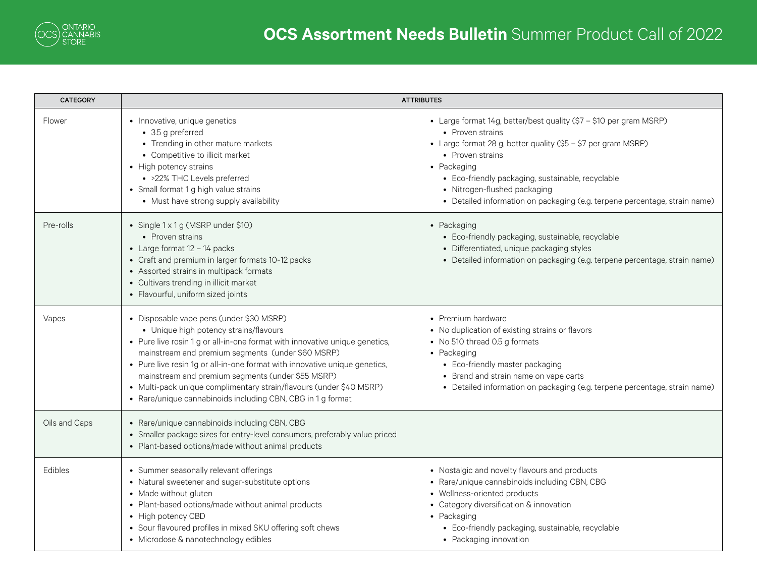# OCS Assortment Needs Bulletin Summer Product Call of 2022

| CATEGORY | ATTRIBUTES | |
|---|---|---|
| Flower | • Innovative, unique genetics<br>  • 3.5 g preferred<br>  • Trending in other mature markets<br>  • Competitive to illicit market<br>• High potency strains<br>  • >22% THC Levels preferred<br>• Small format 1 g high value strains<br>  • Must have strong supply availability | • Large format 14g, better/best quality ($7 – $10 per gram MSRP)<br>  • Proven strains<br>• Large format 28 g, better quality ($5 – $7 per gram MSRP)<br>  • Proven strains<br>• Packaging<br>  • Eco-friendly packaging, sustainable, recyclable<br>  • Nitrogen-flushed packaging<br>  • Detailed information on packaging (e.g. terpene percentage, strain name) |
| Pre-rolls | • Single 1 x 1 g (MSRP under $10)<br>  • Proven strains<br>• Large format 12 – 14 packs<br>• Craft and premium in larger formats 10-12 packs<br>• Assorted strains in multipack formats<br>• Cultivars trending in illicit market<br>• Flavourful, uniform sized joints | • Packaging<br>  • Eco-friendly packaging, sustainable, recyclable<br>  • Differentiated, unique packaging styles<br>  • Detailed information on packaging (e.g. terpene percentage, strain name) |
| Vapes | • Disposable vape pens (under $30 MSRP)<br>  • Unique high potency strains/flavours<br>• Pure live rosin 1 g or all-in-one format with innovative unique genetics, mainstream and premium segments (under $60 MSRP)<br>• Pure live resin 1g or all-in-one format with innovative unique genetics, mainstream and premium segments (under $55 MSRP)<br>• Multi-pack unique complimentary strain/flavours (under $40 MSRP)<br>• Rare/unique cannabinoids including CBN, CBG in 1 g format | • Premium hardware<br>• No duplication of existing strains or flavors<br>• No 510 thread 0.5 g formats<br>• Packaging<br>  • Eco-friendly master packaging<br>  • Brand and strain name on vape carts<br>  • Detailed information on packaging (e.g. terpene percentage, strain name) |
| Oils and Caps | • Rare/unique cannabinoids including CBN, CBG<br>• Smaller package sizes for entry-level consumers, preferably value priced<br>• Plant-based options/made without animal products | |
| Edibles | • Summer seasonally relevant offerings<br>• Natural sweetener and sugar-substitute options<br>• Made without gluten<br>• Plant-based options/made without animal products<br>• High potency CBD<br>• Sour flavoured profiles in mixed SKU offering soft chews<br>• Microdose & nanotechnology edibles | • Nostalgic and novelty flavours and products<br>• Rare/unique cannabinoids including CBN, CBG<br>• Wellness-oriented products<br>• Category diversification & innovation<br>• Packaging<br>  • Eco-friendly packaging, sustainable, recyclable<br>  • Packaging innovation |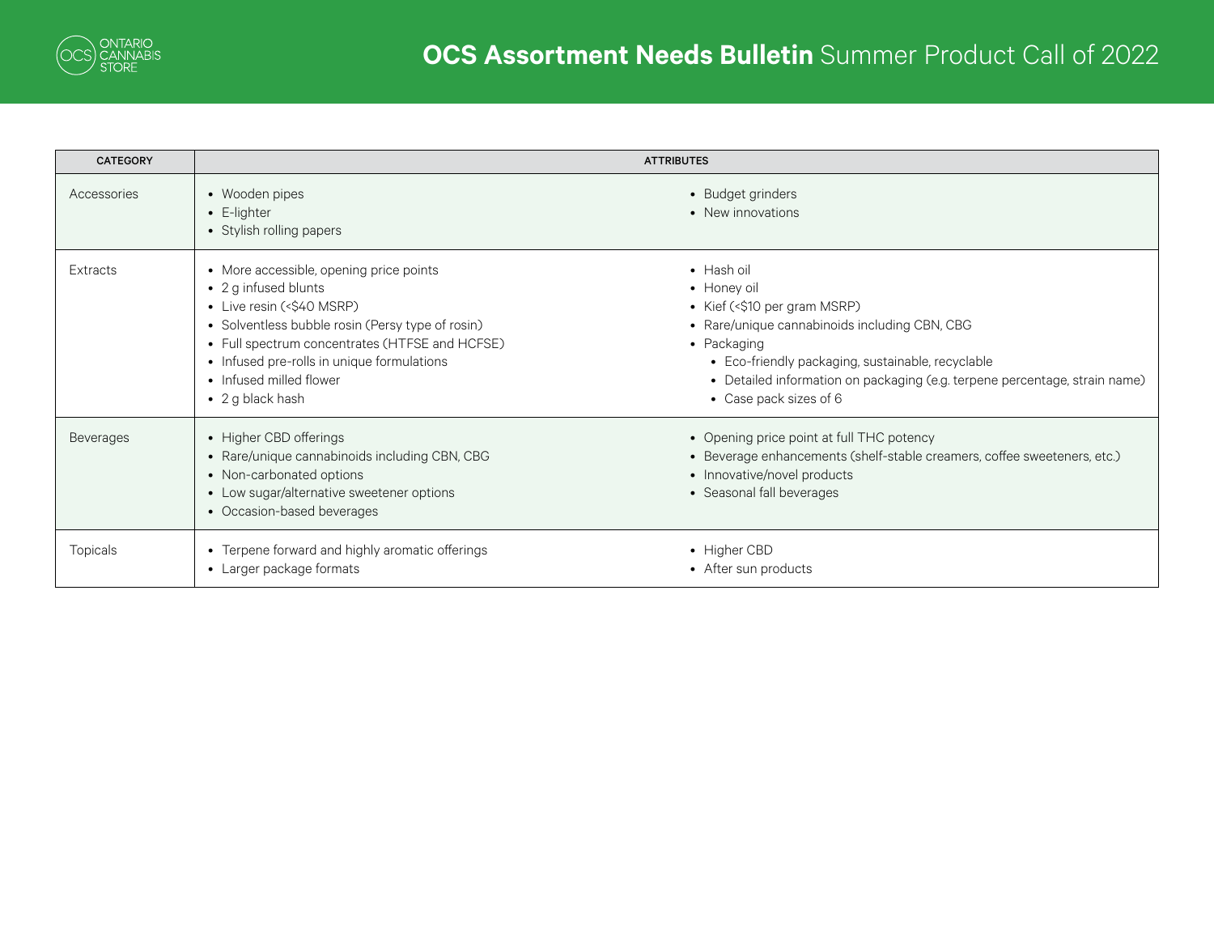| CATEGORY | ATTRIBUTES | |
|---|---|---|
| Accessories | • Wooden pipes<br>• E-lighter<br>• Stylish rolling papers | • Budget grinders<br>• New innovations |
| Extracts | • More accessible, opening price points<br>• 2 g infused blunts<br>• Live resin (<$40 MSRP)<br>• Solventless bubble rosin (Persy type of rosin)<br>• Full spectrum concentrates (HTFSE and HCFSE)<br>• Infused pre-rolls in unique formulations<br>• Infused milled flower<br>• 2 g black hash | • Hash oil<br>• Honey oil<br>• Kief (<$10 per gram MSRP)<br>• Rare/unique cannabinoids including CBN, CBG<br>• Packaging<br>&nbsp;&nbsp;• Eco-friendly packaging, sustainable, recyclable<br>&nbsp;&nbsp;• Detailed information on packaging (e.g. terpene percentage, strain name)<br>&nbsp;&nbsp;• Case pack sizes of 6 |
| Beverages | • Higher CBD offerings<br>• Rare/unique cannabinoids including CBN, CBG<br>• Non-carbonated options<br>• Low sugar/alternative sweetener options<br>• Occasion-based beverages | • Opening price point at full THC potency<br>• Beverage enhancements (shelf-stable creamers, coffee sweeteners, etc.)<br>• Innovative/novel products<br>• Seasonal fall beverages |
| Topicals | • Terpene forward and highly aromatic offerings<br>• Larger package formats | • Higher CBD<br>• After sun products |